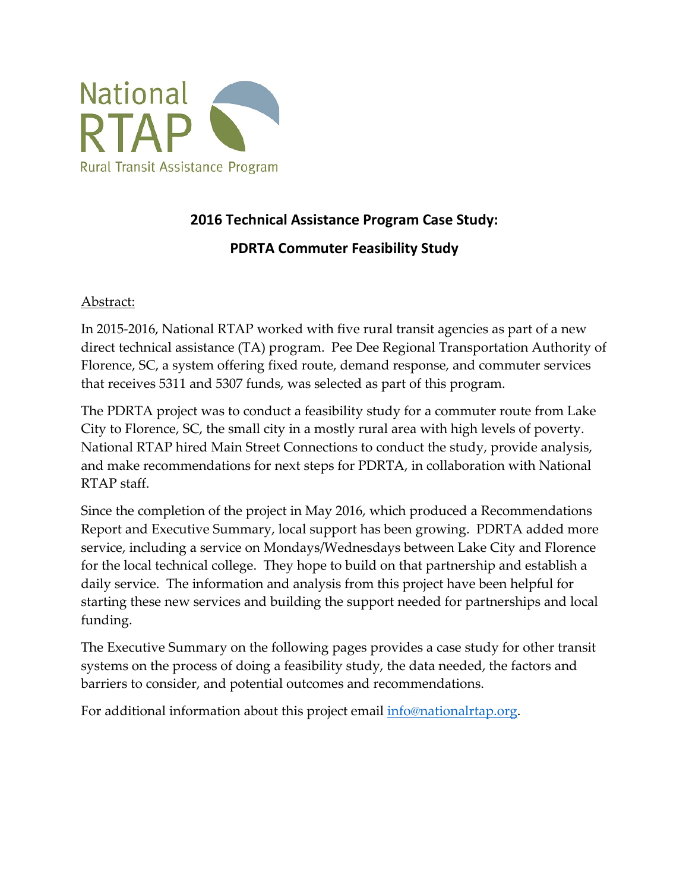National RTAP

Rural Transit Assistance Program

# 2016 Technical Assistance Program Case Study:

## PDRTA Commuter Feasibility Study

Abstract:

In 2015-2016, National RTAP worked with five rural transit agencies as part of a new direct technical assistance (TA) program. Pee Dee Regional Transportation Authority of Florence, SC, a system offering fixed route, demand response, and commuter services that receives 5311 and 5307 funds, was selected as part of this program.

The PDRTA project was to conduct a feasibility study for a commuter route from Lake City to Florence, SC, the small city in a mostly rural area with high levels of poverty. National RTAP hired Main Street Connections to conduct the study, provide analysis, and make recommendations for next steps for PDRTA, in collaboration with National RTAP staff.

Since the completion of the project in May 2016, which produced a Recommendations Report and Executive Summary, local support has been growing. PDRTA added more service, including a service on Mondays/Wednesdays between Lake City and Florence for the local technical college. They hope to build on that partnership and establish a daily service. The information and analysis from this project have been helpful for starting these new services and building the support needed for partnerships and local funding.

The Executive Summary on the following pages provides a case study for other transit systems on the process of doing a feasibility study, the data needed, the factors and barriers to consider, and potential outcomes and recommendations.

For additional information about this project email info@nationalrtap.org.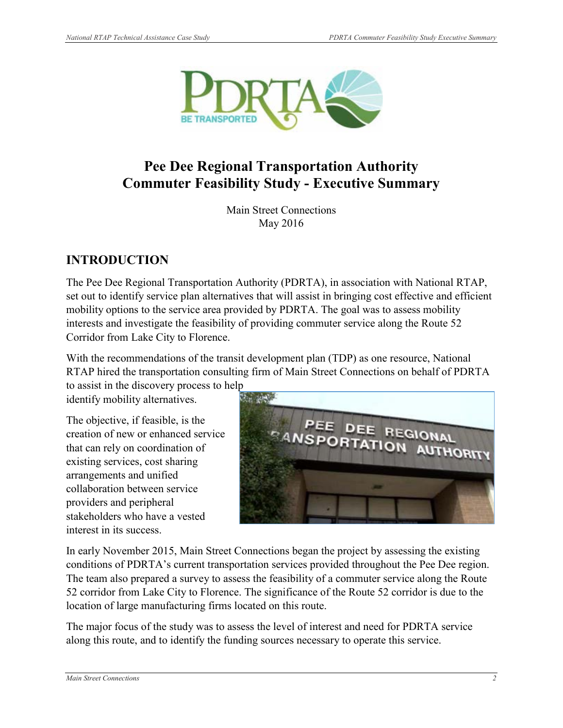# Pee Dee Regional Transportation Authority Commuter Feasibility Study - Executive Summary

Main Street Connections
May 2016

## INTRODUCTION

The Pee Dee Regional Transportation Authority (PDRTA), in association with National RTAP, set out to identify service plan alternatives that will assist in bringing cost effective and efficient mobility options to the service area provided by PDRTA. The goal was to assess mobility interests and investigate the feasibility of providing commuter service along the Route 52 Corridor from Lake City to Florence.

With the recommendations of the transit development plan (TDP) as one resource, National RTAP hired the transportation consulting firm of Main Street Connections on behalf of PDRTA to assist in the discovery process to help identify mobility alternatives.

The objective, if feasible, is the creation of new or enhanced service that can rely on coordination of existing services, cost sharing arrangements and unified collaboration between service providers and peripheral stakeholders who have a vested interest in its success.

In early November 2015, Main Street Connections began the project by assessing the existing conditions of PDRTA's current transportation services provided throughout the Pee Dee region. The team also prepared a survey to assess the feasibility of a commuter service along the Route 52 corridor from Lake City to Florence. The significance of the Route 52 corridor is due to the location of large manufacturing firms located on this route.

The major focus of the study was to assess the level of interest and need for PDRTA service along this route, and to identify the funding sources necessary to operate this service.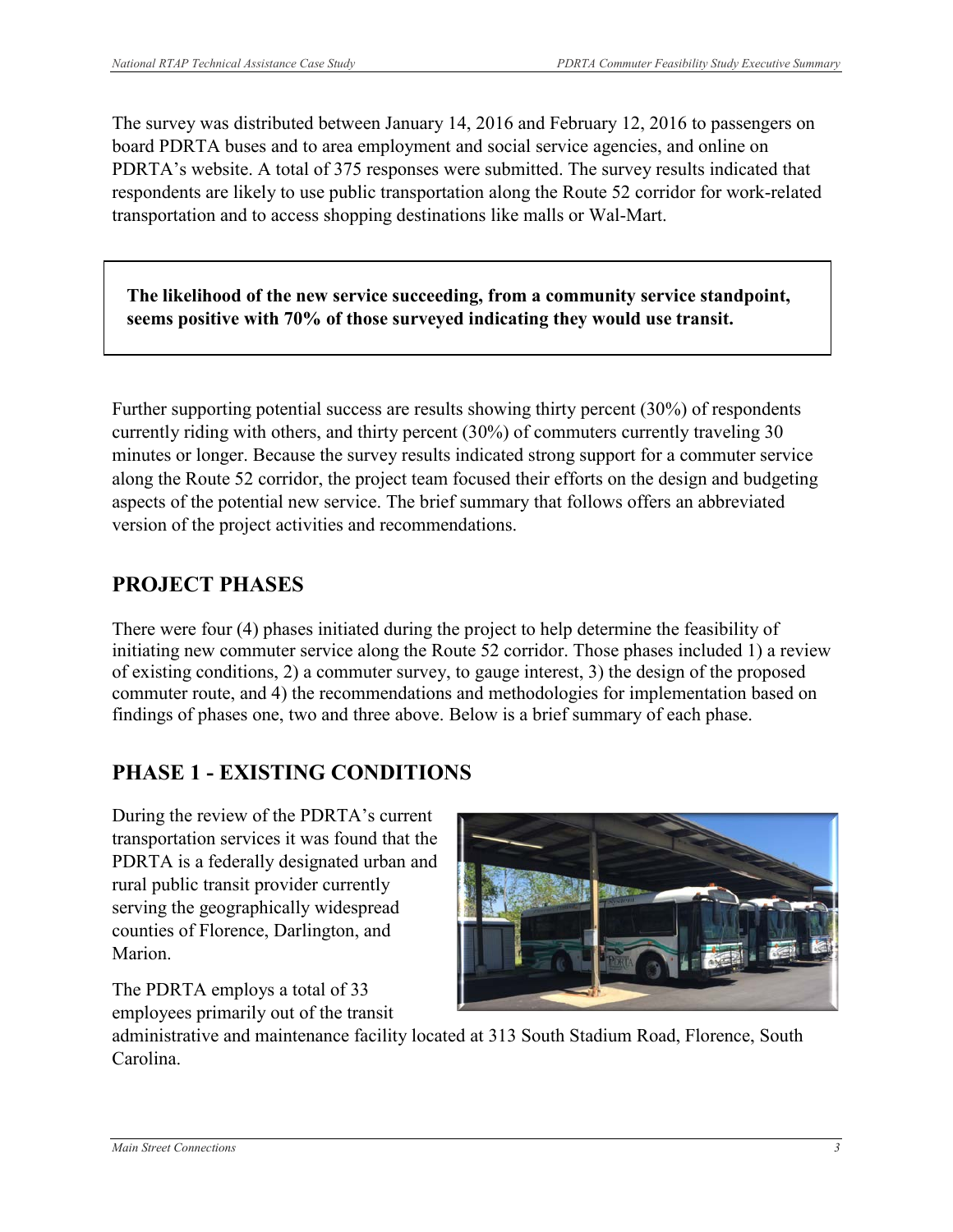The survey was distributed between January 14, 2016 and February 12, 2016 to passengers on board PDRTA buses and to area employment and social service agencies, and online on PDRTA's website. A total of 375 responses were submitted. The survey results indicated that respondents are likely to use public transportation along the Route 52 corridor for work-related transportation and to access shopping destinations like malls or Wal-Mart.

**The likelihood of the new service succeeding, from a community service standpoint, seems positive with 70% of those surveyed indicating they would use transit.**

Further supporting potential success are results showing thirty percent (30%) of respondents currently riding with others, and thirty percent (30%) of commuters currently traveling 30 minutes or longer. Because the survey results indicated strong support for a commuter service along the Route 52 corridor, the project team focused their efforts on the design and budgeting aspects of the potential new service. The brief summary that follows offers an abbreviated version of the project activities and recommendations.

## PROJECT PHASES

There were four (4) phases initiated during the project to help determine the feasibility of initiating new commuter service along the Route 52 corridor. Those phases included 1) a review of existing conditions, 2) a commuter survey, to gauge interest, 3) the design of the proposed commuter route, and 4) the recommendations and methodologies for implementation based on findings of phases one, two and three above. Below is a brief summary of each phase.

## PHASE 1 - EXISTING CONDITIONS

During the review of the PDRTA's current transportation services it was found that the PDRTA is a federally designated urban and rural public transit provider currently serving the geographically widespread counties of Florence, Darlington, and Marion.

The PDRTA employs a total of 33 employees primarily out of the transit administrative and maintenance facility located at 313 South Stadium Road, Florence, South Carolina.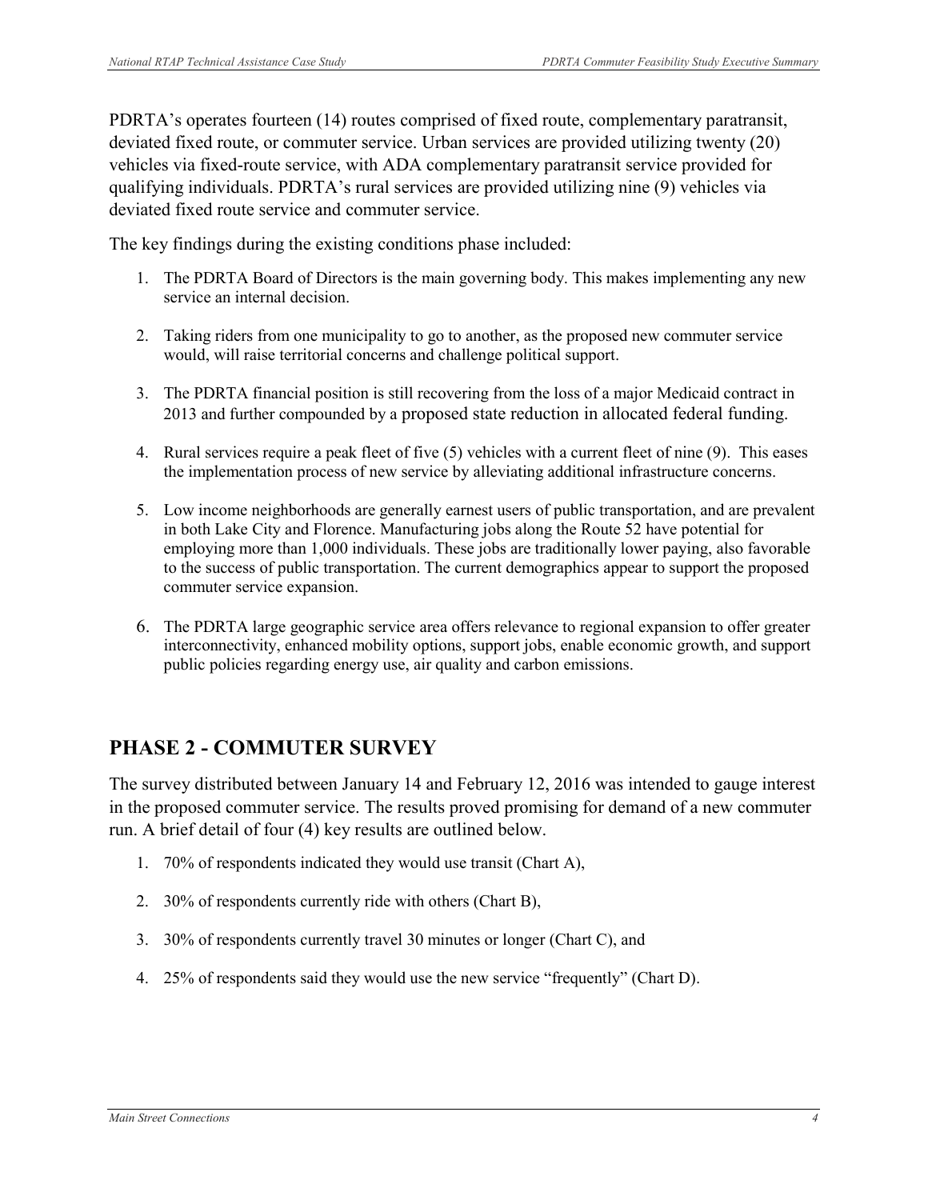PDRTA's operates fourteen (14) routes comprised of fixed route, complementary paratransit, deviated fixed route, or commuter service. Urban services are provided utilizing twenty (20) vehicles via fixed-route service, with ADA complementary paratransit service provided for qualifying individuals. PDRTA's rural services are provided utilizing nine (9) vehicles via deviated fixed route service and commuter service.

The key findings during the existing conditions phase included:

1. The PDRTA Board of Directors is the main governing body. This makes implementing any new service an internal decision.

2. Taking riders from one municipality to go to another, as the proposed new commuter service would, will raise territorial concerns and challenge political support.

3. The PDRTA financial position is still recovering from the loss of a major Medicaid contract in 2013 and further compounded by a proposed state reduction in allocated federal funding.

4. Rural services require a peak fleet of five (5) vehicles with a current fleet of nine (9). This eases the implementation process of new service by alleviating additional infrastructure concerns.

5. Low income neighborhoods are generally earnest users of public transportation, and are prevalent in both Lake City and Florence. Manufacturing jobs along the Route 52 have potential for employing more than 1,000 individuals. These jobs are traditionally lower paying, also favorable to the success of public transportation. The current demographics appear to support the proposed commuter service expansion.

6. The PDRTA large geographic service area offers relevance to regional expansion to offer greater interconnectivity, enhanced mobility options, support jobs, enable economic growth, and support public policies regarding energy use, air quality and carbon emissions.

## PHASE 2 - COMMUTER SURVEY

The survey distributed between January 14 and February 12, 2016 was intended to gauge interest in the proposed commuter service. The results proved promising for demand of a new commuter run. A brief detail of four (4) key results are outlined below.

1. 70% of respondents indicated they would use transit (Chart A),

2. 30% of respondents currently ride with others (Chart B),

3. 30% of respondents currently travel 30 minutes or longer (Chart C), and

4. 25% of respondents said they would use the new service "frequently" (Chart D).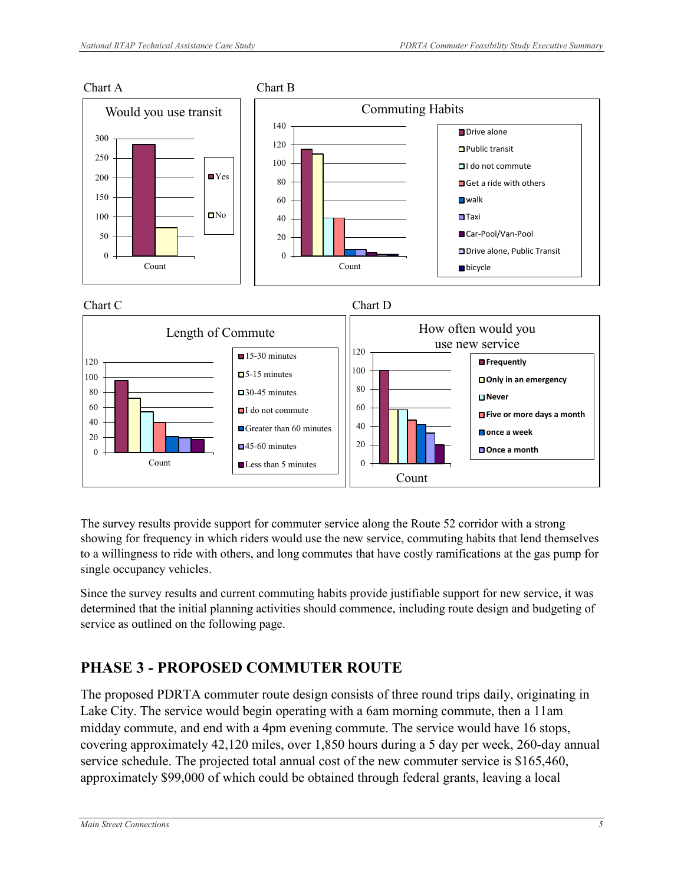Chart A

Would you use transit

| | Count |
|---|---|
| Yes | ~285 |
| No | ~72 |

Chart B

Commuting Habits

| | Count |
|---|---|
| Drive alone | ~115 |
| Public transit | ~110 |
| I do not commute | ~41 |
| Get a ride with others | ~41 |
| walk | ~7 |
| Taxi | ~7 |
| Car-Pool/Van-Pool | ~4 |
| Drive alone, Public Transit | ~2 |
| bicycle | ~2 |

Chart C

Length of Commute

| | Count |
|---|---|
| 15-30 minutes | ~95 |
| 5-15 minutes | ~72 |
| 30-45 minutes | ~54 |
| I do not commute | ~40 |
| Greater than 60 minutes | ~21 |
| 45-60 minutes | ~19 |
| Less than 5 minutes | ~17 |

Chart D

How often would you use new service

| | Count |
|---|---|
| Frequently | ~100 |
| Only in an emergency | ~58 |
| Never | ~58 |
| Five or more days a month | ~47 |
| once a week | ~42 |
| Once a month | ~33 |
| (unlabeled) | ~20 |

The survey results provide support for commuter service along the Route 52 corridor with a strong showing for frequency in which riders would use the new service, commuting habits that lend themselves to a willingness to ride with others, and long commutes that have costly ramifications at the gas pump for single occupancy vehicles.

Since the survey results and current commuting habits provide justifiable support for new service, it was determined that the initial planning activities should commence, including route design and budgeting of service as outlined on the following page.

## PHASE 3 - PROPOSED COMMUTER ROUTE

The proposed PDRTA commuter route design consists of three round trips daily, originating in Lake City. The service would begin operating with a 6am morning commute, then a 11am midday commute, and end with a 4pm evening commute. The service would have 16 stops, covering approximately 42,120 miles, over 1,850 hours during a 5 day per week, 260-day annual service schedule. The projected total annual cost of the new commuter service is $165,460, approximately $99,000 of which could be obtained through federal grants, leaving a local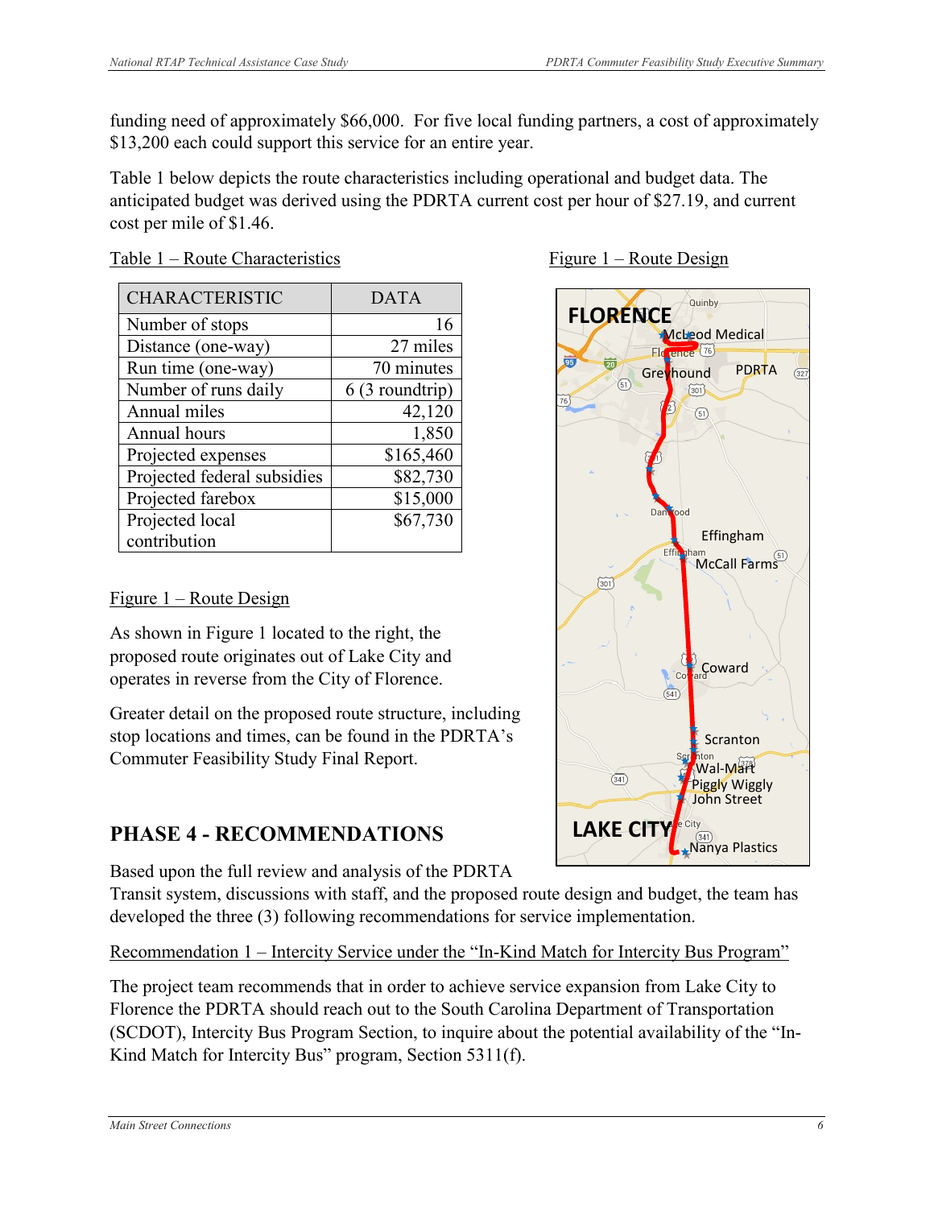funding need of approximately $66,000. For five local funding partners, a cost of approximately $13,200 each could support this service for an entire year.

Table 1 below depicts the route characteristics including operational and budget data. The anticipated budget was derived using the PDRTA current cost per hour of $27.19, and current cost per mile of $1.46.

Table 1 – Route Characteristics

| CHARACTERISTIC | DATA |
|---|---|
| Number of stops | 16 |
| Distance (one-way) | 27 miles |
| Run time (one-way) | 70 minutes |
| Number of runs daily | 6 (3 roundtrip) |
| Annual miles | 42,120 |
| Annual hours | 1,850 |
| Projected expenses | $165,460 |
| Projected federal subsidies | $82,730 |
| Projected farebox | $15,000 |
| Projected local contribution | $67,730 |

Figure 1 – Route Design

Figure 1 – Route Design

As shown in Figure 1 located to the right, the proposed route originates out of Lake City and operates in reverse from the City of Florence.

Greater detail on the proposed route structure, including stop locations and times, can be found in the PDRTA's Commuter Feasibility Study Final Report.

## PHASE 4 - RECOMMENDATIONS

Based upon the full review and analysis of the PDRTA Transit system, discussions with staff, and the proposed route design and budget, the team has developed the three (3) following recommendations for service implementation.

Recommendation 1 – Intercity Service under the "In-Kind Match for Intercity Bus Program"

The project team recommends that in order to achieve service expansion from Lake City to Florence the PDRTA should reach out to the South Carolina Department of Transportation (SCDOT), Intercity Bus Program Section, to inquire about the potential availability of the "In-Kind Match for Intercity Bus" program, Section 5311(f).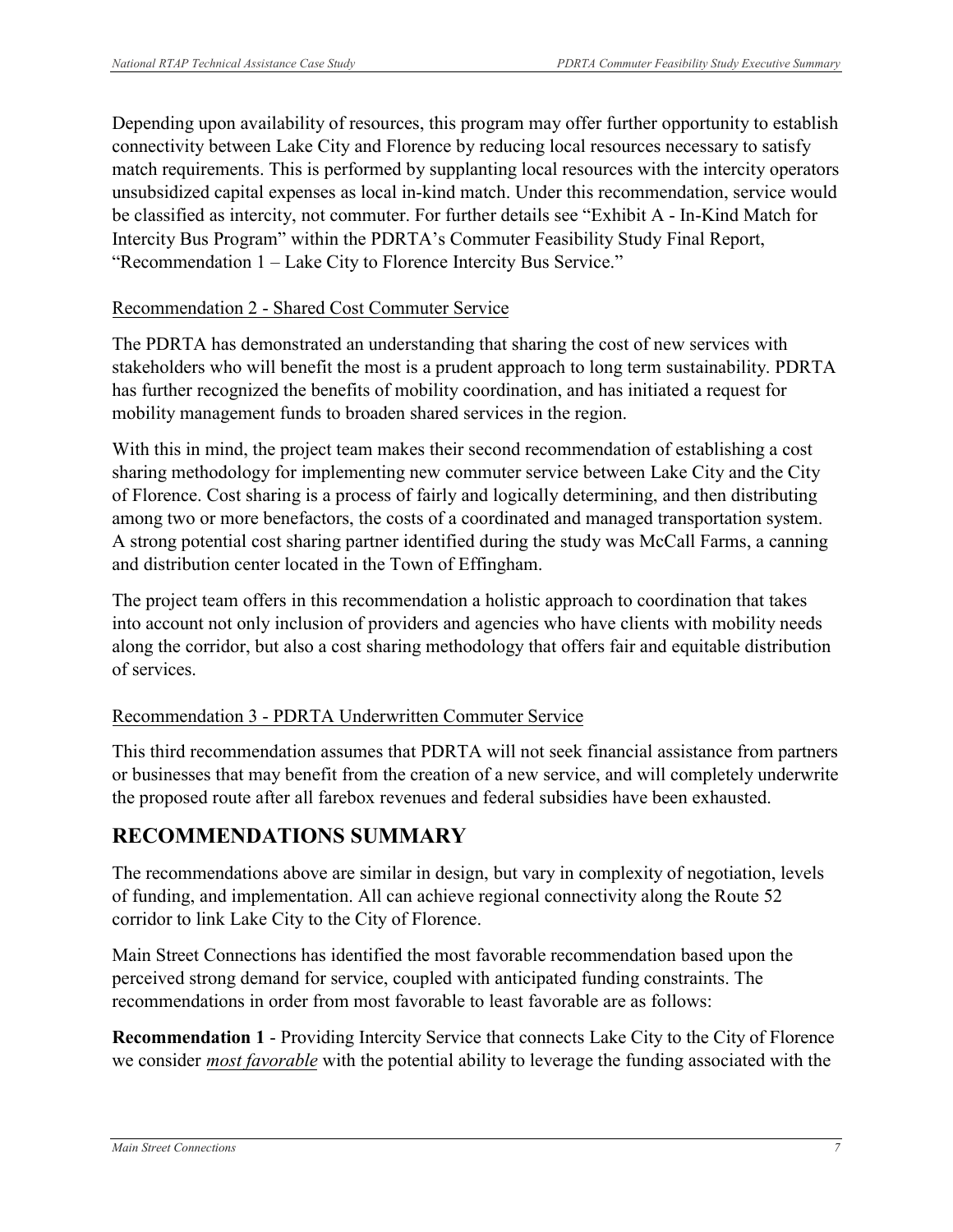Depending upon availability of resources, this program may offer further opportunity to establish connectivity between Lake City and Florence by reducing local resources necessary to satisfy match requirements. This is performed by supplanting local resources with the intercity operators unsubsidized capital expenses as local in-kind match. Under this recommendation, service would be classified as intercity, not commuter. For further details see "Exhibit A - In-Kind Match for Intercity Bus Program" within the PDRTA's Commuter Feasibility Study Final Report, "Recommendation 1 – Lake City to Florence Intercity Bus Service."

### Recommendation 2 - Shared Cost Commuter Service

The PDRTA has demonstrated an understanding that sharing the cost of new services with stakeholders who will benefit the most is a prudent approach to long term sustainability. PDRTA has further recognized the benefits of mobility coordination, and has initiated a request for mobility management funds to broaden shared services in the region.

With this in mind, the project team makes their second recommendation of establishing a cost sharing methodology for implementing new commuter service between Lake City and the City of Florence. Cost sharing is a process of fairly and logically determining, and then distributing among two or more benefactors, the costs of a coordinated and managed transportation system. A strong potential cost sharing partner identified during the study was McCall Farms, a canning and distribution center located in the Town of Effingham.

The project team offers in this recommendation a holistic approach to coordination that takes into account not only inclusion of providers and agencies who have clients with mobility needs along the corridor, but also a cost sharing methodology that offers fair and equitable distribution of services.

### Recommendation 3 - PDRTA Underwritten Commuter Service

This third recommendation assumes that PDRTA will not seek financial assistance from partners or businesses that may benefit from the creation of a new service, and will completely underwrite the proposed route after all farebox revenues and federal subsidies have been exhausted.

## RECOMMENDATIONS SUMMARY

The recommendations above are similar in design, but vary in complexity of negotiation, levels of funding, and implementation. All can achieve regional connectivity along the Route 52 corridor to link Lake City to the City of Florence.

Main Street Connections has identified the most favorable recommendation based upon the perceived strong demand for service, coupled with anticipated funding constraints. The recommendations in order from most favorable to least favorable are as follows:

**Recommendation 1** - Providing Intercity Service that connects Lake City to the City of Florence we consider ***most favorable*** with the potential ability to leverage the funding associated with the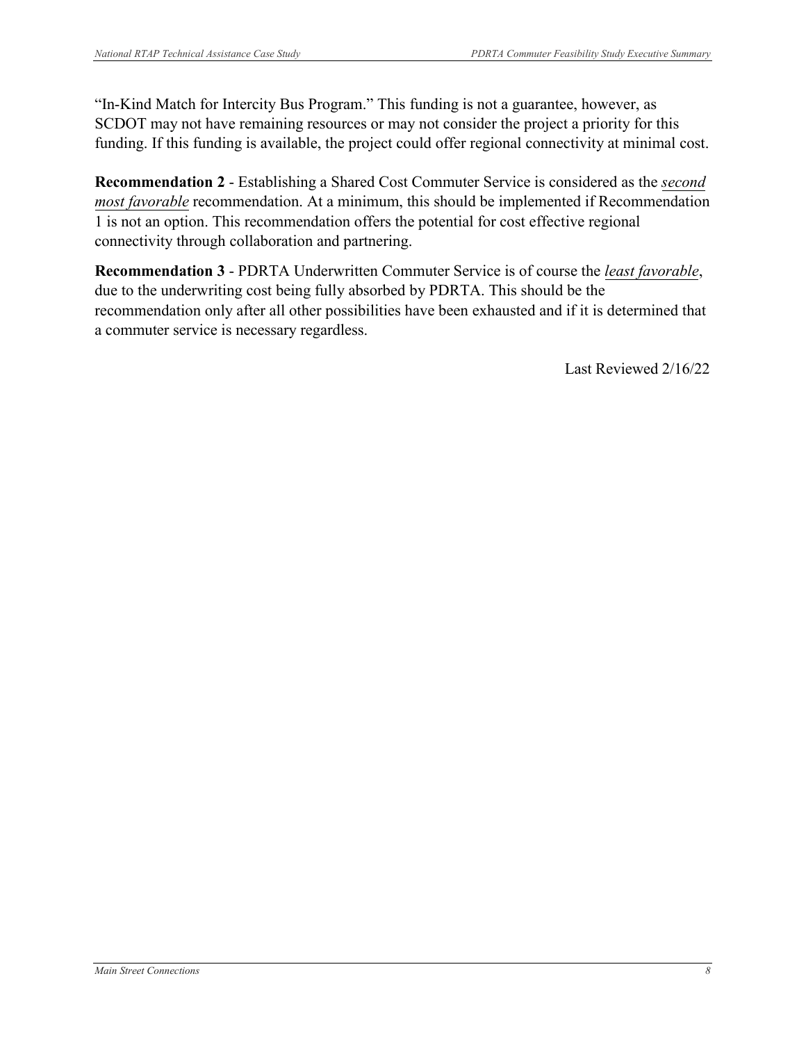"In-Kind Match for Intercity Bus Program." This funding is not a guarantee, however, as SCDOT may not have remaining resources or may not consider the project a priority for this funding. If this funding is available, the project could offer regional connectivity at minimal cost.

**Recommendation 2** - Establishing a Shared Cost Commuter Service is considered as the *second most favorable* recommendation. At a minimum, this should be implemented if Recommendation 1 is not an option. This recommendation offers the potential for cost effective regional connectivity through collaboration and partnering.

**Recommendation 3** - PDRTA Underwritten Commuter Service is of course the *least favorable*, due to the underwriting cost being fully absorbed by PDRTA. This should be the recommendation only after all other possibilities have been exhausted and if it is determined that a commuter service is necessary regardless.

Last Reviewed 2/16/22